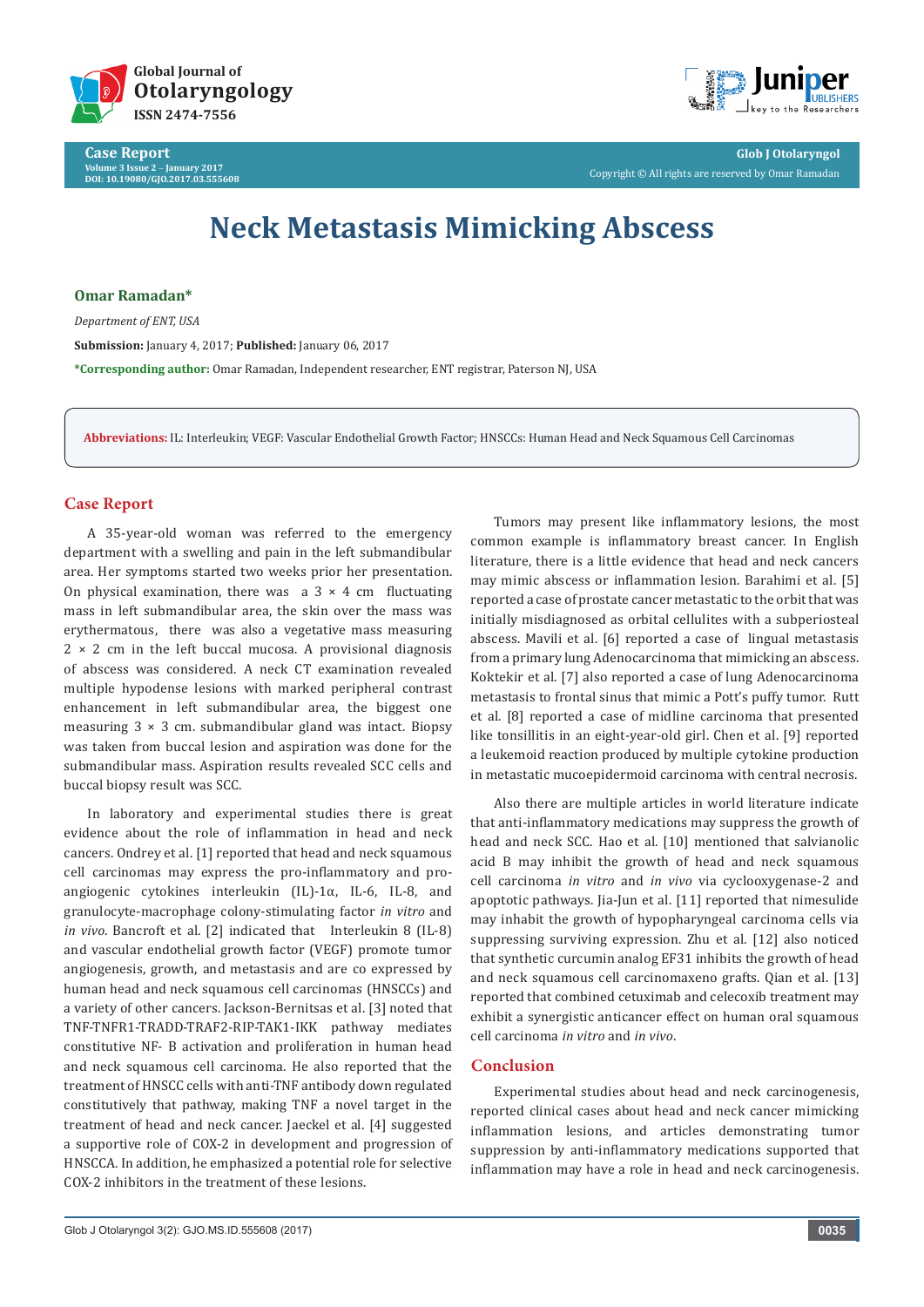# Neck Metastasis Mimicking Abscess

**Omar Ramadan***

*Department of ENT, USA*

**Submission:** January 4, 2017; **Published:** January 06, 2017

***Corresponding author:** Omar Ramadan, Independent researcher, ENT registrar, Paterson NJ, USA

**Abbreviations:** IL: Interleukin; VEGF: Vascular Endothelial Growth Factor; HNSCCs: Human Head and Neck Squamous Cell Carcinomas

## Case Report

A 35-year-old woman was referred to the emergency department with a swelling and pain in the left submandibular area. Her symptoms started two weeks prior her presentation. On physical examination, there was a 3 × 4 cm fluctuating mass in left submandibular area, the skin over the mass was erythermatous, there was also a vegetative mass measuring 2 × 2 cm in the left buccal mucosa. A provisional diagnosis of abscess was considered. A neck CT examination revealed multiple hypodense lesions with marked peripheral contrast enhancement in left submandibular area, the biggest one measuring 3 × 3 cm. submandibular gland was intact. Biopsy was taken from buccal lesion and aspiration was done for the submandibular mass. Aspiration results revealed SCC cells and buccal biopsy result was SCC.

In laboratory and experimental studies there is great evidence about the role of inflammation in head and neck cancers. Ondrey et al. [1] reported that head and neck squamous cell carcinomas may express the pro-inflammatory and pro-angiogenic cytokines interleukin (IL)-1α, IL-6, IL-8, and granulocyte-macrophage colony-stimulating factor *in vitro* and *in vivo*. Bancroft et al. [2] indicated that Interleukin 8 (IL-8) and vascular endothelial growth factor (VEGF) promote tumor angiogenesis, growth, and metastasis and are co expressed by human head and neck squamous cell carcinomas (HNSCCs) and a variety of other cancers. Jackson-Bernitsas et al. [3] noted that TNF-TNFR1-TRADD-TRAF2-RIP-TAK1-IKK pathway mediates constitutive NF- B activation and proliferation in human head and neck squamous cell carcinoma. He also reported that the treatment of HNSCC cells with anti-TNF antibody down regulated constitutively that pathway, making TNF a novel target in the treatment of head and neck cancer. Jaeckel et al. [4] suggested a supportive role of COX-2 in development and progression of HNSCCA. In addition, he emphasized a potential role for selective COX-2 inhibitors in the treatment of these lesions.

Tumors may present like inflammatory lesions, the most common example is inflammatory breast cancer. In English literature, there is a little evidence that head and neck cancers may mimic abscess or inflammation lesion. Barahimi et al. [5] reported a case of prostate cancer metastatic to the orbit that was initially misdiagnosed as orbital cellulites with a subperiosteal abscess. Mavili et al. [6] reported a case of lingual metastasis from a primary lung Adenocarcinoma that mimicking an abscess. Koktekir et al. [7] also reported a case of lung Adenocarcinoma metastasis to frontal sinus that mimic a Pott's puffy tumor. Rutt et al. [8] reported a case of midline carcinoma that presented like tonsillitis in an eight-year-old girl. Chen et al. [9] reported a leukemoid reaction produced by multiple cytokine production in metastatic mucoepidermoid carcinoma with central necrosis.

Also there are multiple articles in world literature indicate that anti-inflammatory medications may suppress the growth of head and neck SCC. Hao et al. [10] mentioned that salvianolic acid B may inhibit the growth of head and neck squamous cell carcinoma *in vitro* and *in vivo* via cyclooxygenase-2 and apoptotic pathways. Jia-Jun et al. [11] reported that nimesulide may inhabit the growth of hypopharyngeal carcinoma cells via suppressing surviving expression. Zhu et al. [12] also noticed that synthetic curcumin analog EF31 inhibits the growth of head and neck squamous cell carcinomaxeno grafts. Qian et al. [13] reported that combined cetuximab and celecoxib treatment may exhibit a synergistic anticancer effect on human oral squamous cell carcinoma *in vitro* and *in vivo*.

## Conclusion

Experimental studies about head and neck carcinogenesis, reported clinical cases about head and neck cancer mimicking inflammation lesions, and articles demonstrating tumor suppression by anti-inflammatory medications supported that inflammation may have a role in head and neck carcinogenesis.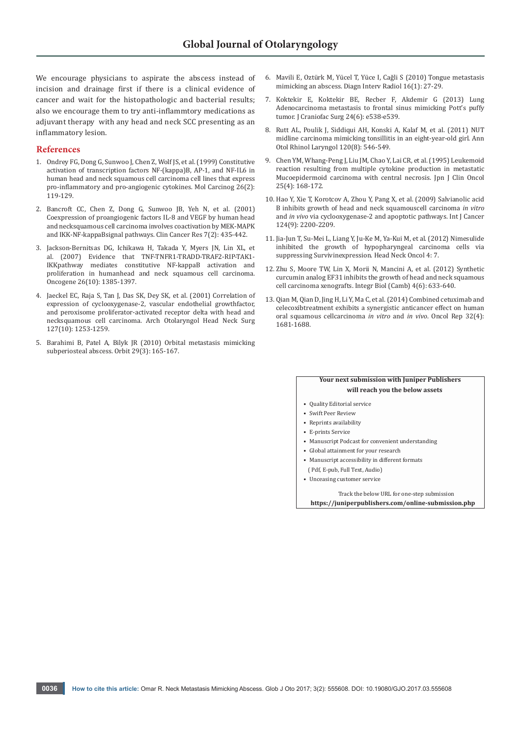We encourage physicians to aspirate the abscess instead of incision and drainage first if there is a clinical evidence of cancer and wait for the histopathologic and bacterial results; also we encourage them to try anti-inflammtory medications as adjuvant therapy with any head and neck SCC presenting as an inflammatory lesion.

## References

1. Ondrey FG, Dong G, Sunwoo J, Chen Z, Wolf JS, et al. (1999) Constitutive activation of transcription factors NF-(kappa)B, AP-1, and NF-IL6 in human head and neck squamous cell carcinoma cell lines that express pro-inflammatory and pro-angiogenic cytokines. Mol Carcinog 26(2): 119-129.
2. Bancroft CC, Chen Z, Dong G, Sunwoo JB, Yeh N, et al. (2001) Coexpression of proangiogenic factors IL-8 and VEGF by human head and necksquamous cell carcinoma involves coactivation by MEK-MAPK and IKK-NF-kappaBsignal pathways. Clin Cancer Res 7(2): 435-442.
3. Jackson-Bernitsas DG, Ichikawa H, Takada Y, Myers JN, Lin XL, et al. (2007) Evidence that TNF-TNFR1-TRADD-TRAF2-RIP-TAK1-IKKpathway mediates constitutive NF-kappaB activation and proliferation in humanhead and neck squamous cell carcinoma. Oncogene 26(10): 1385-1397.
4. Jaeckel EC, Raja S, Tan J, Das SK, Dey SK, et al. (2001) Correlation of expression of cyclooxygenase-2, vascular endothelial growthfactor, and peroxisome proliferator-activated receptor delta with head and necksquamous cell carcinoma. Arch Otolaryngol Head Neck Surg 127(10): 1253-1259.
5. Barahimi B, Patel A, Bilyk JR (2010) Orbital metastasis mimicking subperiosteal abscess. Orbit 29(3): 165-167.
6. Mavili E, Oztürk M, Yücel T, Yüce I, Cağli S (2010) Tongue metastasis mimicking an abscess. Diagn Interv Radiol 16(1): 27-29.
7. Koktekir E, Koktekir BE, Recber F, Akdemir G (2013) Lung Adenocarcinoma metastasis to frontal sinus mimicking Pott's puffy tumor. J Craniofac Surg 24(6): e538-e539.
8. Rutt AL, Poulik J, Siddiqui AH, Konski A, Kalaf M, et al. (2011) NUT midline carcinoma mimicking tonsillitis in an eight-year-old girl. Ann Otol Rhinol Laryngol 120(8): 546-549.
9. Chen YM, Whang-Peng J, Liu JM, Chao Y, Lai CR, et al. (1995) Leukemoid reaction resulting from multiple cytokine production in metastatic Mucoepidermoid carcinoma with central necrosis. Jpn J Clin Oncol 25(4): 168-172.
10. Hao Y, Xie T, Korotcov A, Zhou Y, Pang X, et al. (2009) Salvianolic acid B inhibits growth of head and neck squamouscell carcinoma *in vitro* and *in vivo* via cyclooxygenase-2 and apoptotic pathways. Int J Cancer 124(9): 2200-2209.
11. Jia-Jun T, Su-Mei L, Liang Y, Ju-Ke M, Ya-Kui M, et al. (2012) Nimesulide inhibited the growth of hypopharyngeal carcinoma cells via suppressing Survivinexpression. Head Neck Oncol 4: 7.
12. Zhu S, Moore TW, Lin X, Morii N, Mancini A, et al. (2012) Synthetic curcumin analog EF31 inhibits the growth of head and neck squamous cell carcinoma xenografts. Integr Biol (Camb) 4(6): 633-640.
13. Qian M, Qian D, Jing H, Li Y, Ma C, et al. (2014) Combined cetuximab and celecoxibtreatment exhibits a synergistic anticancer effect on human oral squamous cellcarcinoma *in vitro* and *in vivo*. Oncol Rep 32(4): 1681-1688.

**Your next submission with Juniper Publishers will reach you the below assets**

- Quality Editorial service
- Swift Peer Review
- Reprints availability
- E-prints Service
- Manuscript Podcast for convenient understanding
- Global attainment for your research
- Manuscript accessibility in different formats ( Pdf, E-pub, Full Text, Audio)
- Unceasing customer service

Track the below URL for one-step submission
**https://juniperpublishers.com/online-submission.php**

**How to cite this article:** Omar R. Neck Metastasis Mimicking Abscess. Glob J Oto 2017; 3(2): 555608. DOI: 10.19080/GJO.2017.03.555608